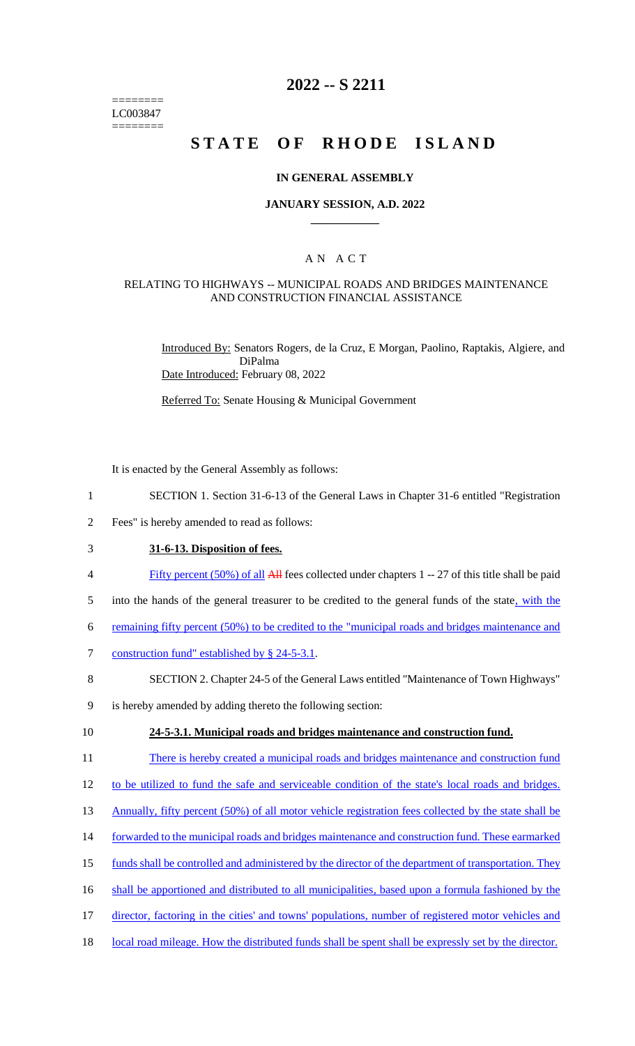========
LC003847
========

# 2022 -- S 2211

# STATE OF RHODE ISLAND

### IN GENERAL ASSEMBLY

### JANUARY SESSION, A.D. 2022

## A N A C T

### RELATING TO HIGHWAYS -- MUNICIPAL ROADS AND BRIDGES MAINTENANCE AND CONSTRUCTION FINANCIAL ASSISTANCE

Introduced By: Senators Rogers, de la Cruz, E Morgan, Paolino, Raptakis, Algiere, and DiPalma

Date Introduced: February 08, 2022

Referred To: Senate Housing & Municipal Government

It is enacted by the General Assembly as follows:

1 SECTION 1. Section 31-6-13 of the General Laws in Chapter 31-6 entitled "Registration
2 Fees" is hereby amended to read as follows:

3 **31-6-13. Disposition of fees.**

4 Fifty percent (50%) of all ~~All~~ fees collected under chapters 1 -- 27 of this title shall be paid
5 into the hands of the general treasurer to be credited to the general funds of the state, with the
6 remaining fifty percent (50%) to be credited to the "municipal roads and bridges maintenance and
7 construction fund" established by § 24-5-3.1.

8 SECTION 2. Chapter 24-5 of the General Laws entitled "Maintenance of Town Highways"
9 is hereby amended by adding thereto the following section:

10 **24-5-3.1. Municipal roads and bridges maintenance and construction fund.**

11 There is hereby created a municipal roads and bridges maintenance and construction fund
12 to be utilized to fund the safe and serviceable condition of the state's local roads and bridges.
13 Annually, fifty percent (50%) of all motor vehicle registration fees collected by the state shall be
14 forwarded to the municipal roads and bridges maintenance and construction fund. These earmarked
15 funds shall be controlled and administered by the director of the department of transportation. They
16 shall be apportioned and distributed to all municipalities, based upon a formula fashioned by the
17 director, factoring in the cities' and towns' populations, number of registered motor vehicles and
18 local road mileage. How the distributed funds shall be spent shall be expressly set by the director.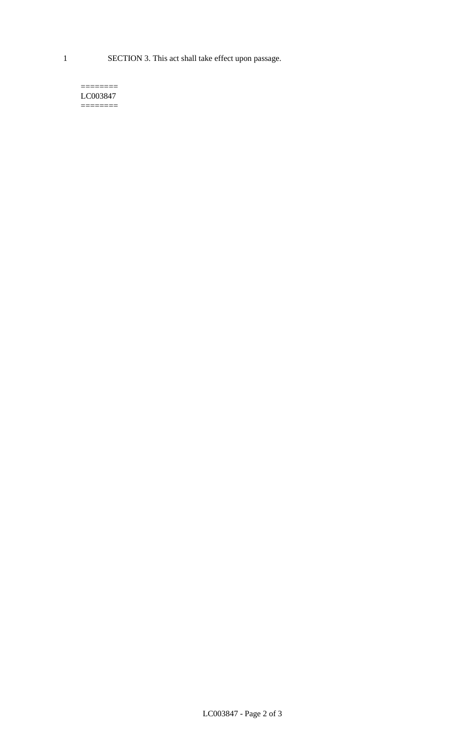1 SECTION 3. This act shall take effect upon passage.

========
LC003847
========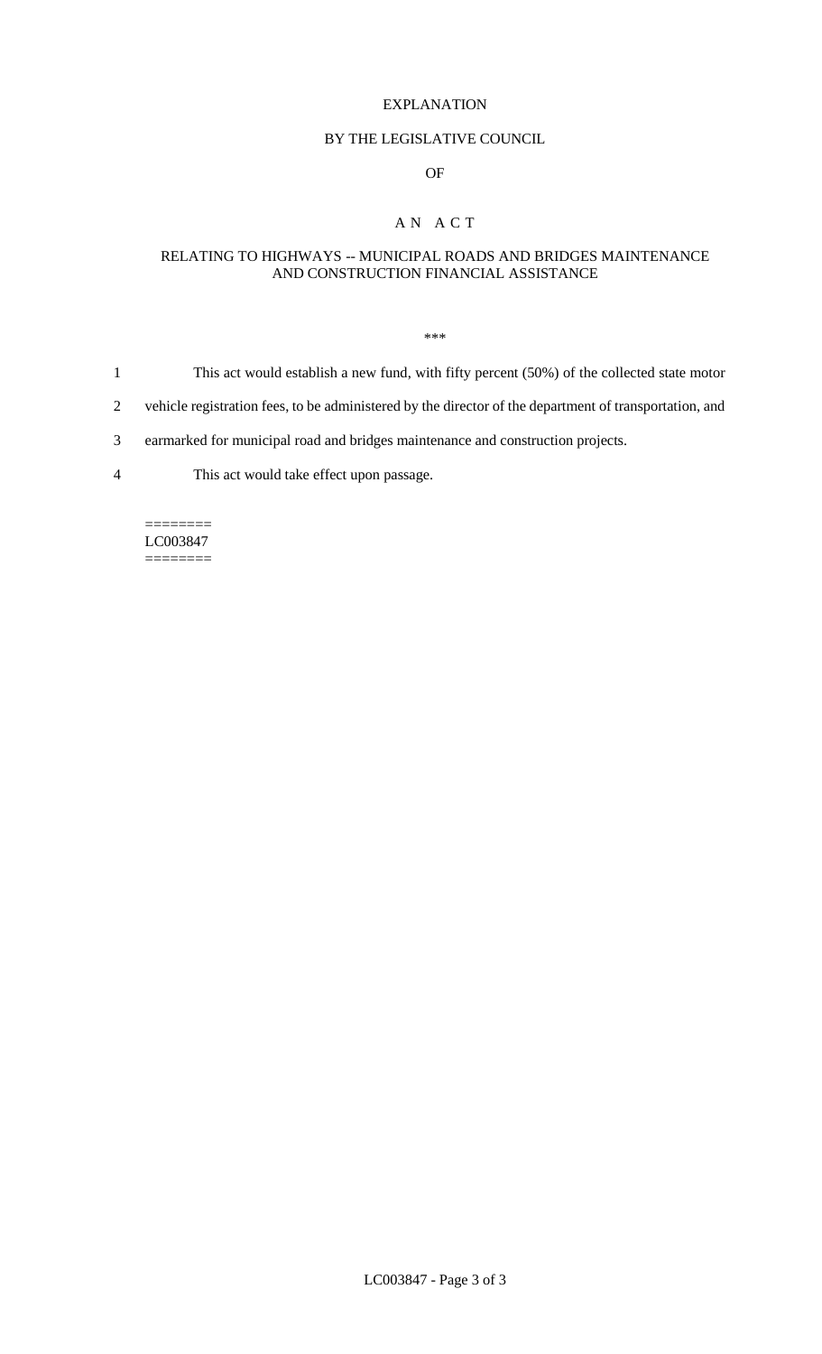EXPLANATION

BY THE LEGISLATIVE COUNCIL

OF

# A N A C T

RELATING TO HIGHWAYS -- MUNICIPAL ROADS AND BRIDGES MAINTENANCE AND CONSTRUCTION FINANCIAL ASSISTANCE

\*\*\*

1 This act would establish a new fund, with fifty percent (50%) of the collected state motor
2 vehicle registration fees, to be administered by the director of the department of transportation, and
3 earmarked for municipal road and bridges maintenance and construction projects.
4 This act would take effect upon passage.

========
LC003847
========